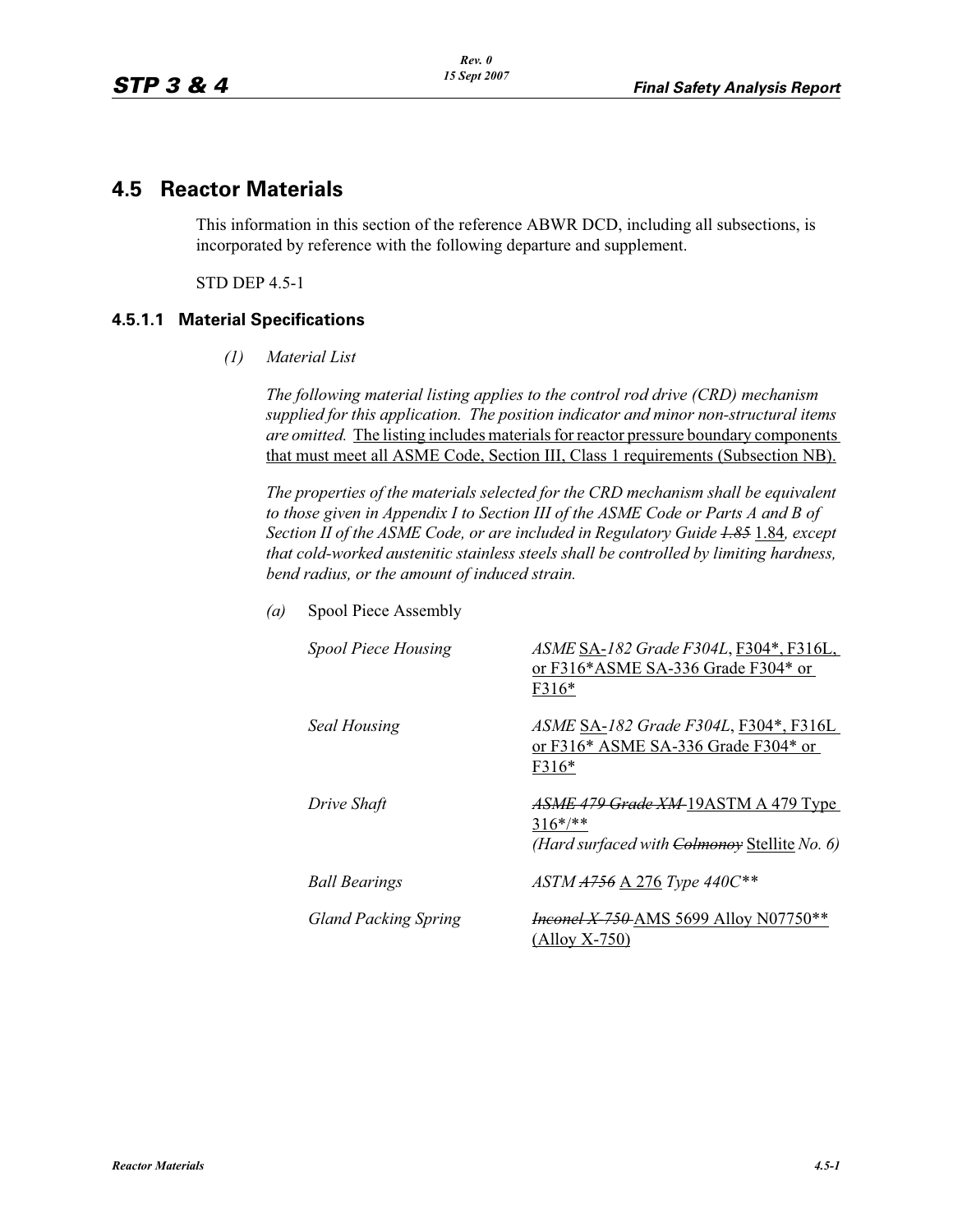## 4.5 Reactor Materials

This information in this section of the reference ABWR DCD, including all subsections, is incorporated by reference with the following departure and supplement.

STD DEP 4.5-1

### 4.5.1.1 Material Specifications

*(1)* *Material List*

*The following material listing applies to the control rod drive (CRD) mechanism supplied for this application. The position indicator and minor non-structural items are omitted.* The listing includes materials for reactor pressure boundary components that must meet all ASME Code, Section III, Class 1 requirements (Subsection NB).

*The properties of the materials selected for the CRD mechanism shall be equivalent to those given in Appendix I to Section III of the ASME Code or Parts A and B of Section II of the ASME Code, or are included in Regulatory Guide ~~1.85~~ 1.84, except that cold-worked austenitic stainless steels shall be controlled by limiting hardness, bend radius, or the amount of induced strain.*

*(a)* Spool Piece Assembly

| | |
|---|---|
| *Spool Piece Housing* | *ASME* SA-*182 Grade F304L*, F304*, F316L, or F316*ASME SA-336 Grade F304* or F316* |
| *Seal Housing* | *ASME* SA-*182 Grade F304L*, F304*, F316L or F316* ASME SA-336 Grade F304* or F316* |
| *Drive Shaft* | ~~*ASME 479 Grade XM*~~ 19ASTM A 479 Type 316*/** *(Hard surfaced with ~~Colmonoy~~* Stellite *No. 6)* |
| *Ball Bearings* | *ASTM ~~A756~~* A 276 *Type 440C*** |
| *Gland Packing Spring* | ~~*Inconel X-750*~~ AMS 5699 Alloy N07750** (Alloy X-750) |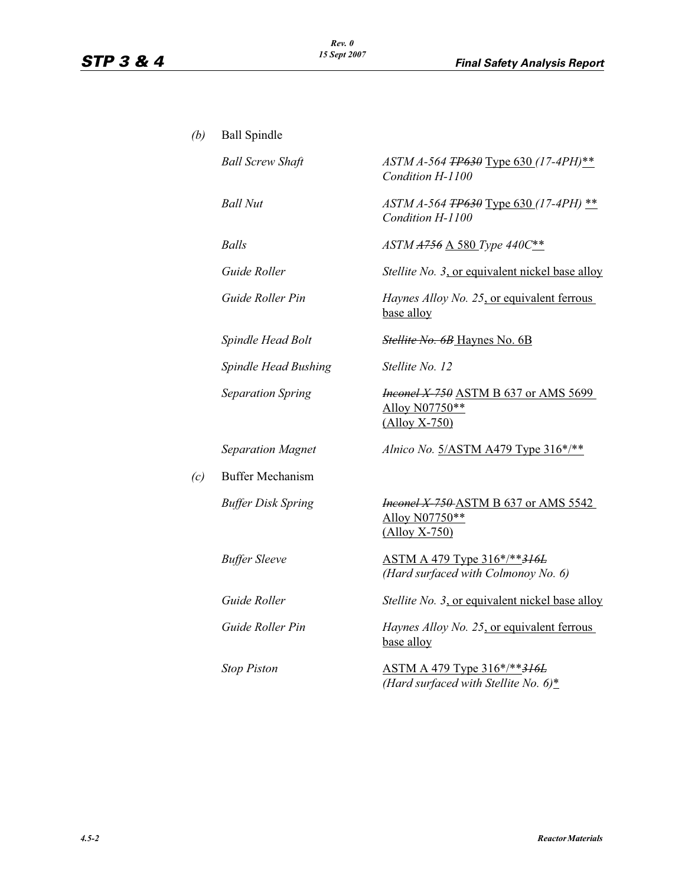*(b)* Ball Spindle

| | |
|---|---|
| *Ball Screw Shaft* | *ASTM A-564* ~~TP630~~ Type 630 *(17-4PH)*** *Condition H-1100* |
| *Ball Nut* | *ASTM A-564* ~~TP630~~ Type 630 *(17-4PH)* ** *Condition H-1100* |
| *Balls* | *ASTM* ~~A756~~ A 580 *Type 440C*** |
| *Guide Roller* | *Stellite No. 3*, or equivalent nickel base alloy |
| *Guide Roller Pin* | *Haynes Alloy No. 25*, or equivalent ferrous base alloy |
| *Spindle Head Bolt* | ~~*Stellite No. 6B*~~ Haynes No. 6B |
| *Spindle Head Bushing* | *Stellite No. 12* |
| *Separation Spring* | ~~*Inconel X-750*~~ ASTM B 637 or AMS 5699 Alloy N07750** (Alloy X-750) |
| *Separation Magnet* | *Alnico No.* 5/ASTM A479 Type 316*/** |

*(c)* Buffer Mechanism

| | |
|---|---|
| *Buffer Disk Spring* | ~~*Inconel X-750*~~ ASTM B 637 or AMS 5542 Alloy N07750** (Alloy X-750) |
| *Buffer Sleeve* | ASTM A 479 Type 316*/**~~*316L*~~ *(Hard surfaced with Colmonoy No. 6)* |
| *Guide Roller* | *Stellite No. 3*, or equivalent nickel base alloy |
| *Guide Roller Pin* | *Haynes Alloy No. 25*, or equivalent ferrous base alloy |
| *Stop Piston* | ASTM A 479 Type 316*/**~~*316L*~~ *(Hard surfaced with Stellite No. 6)** |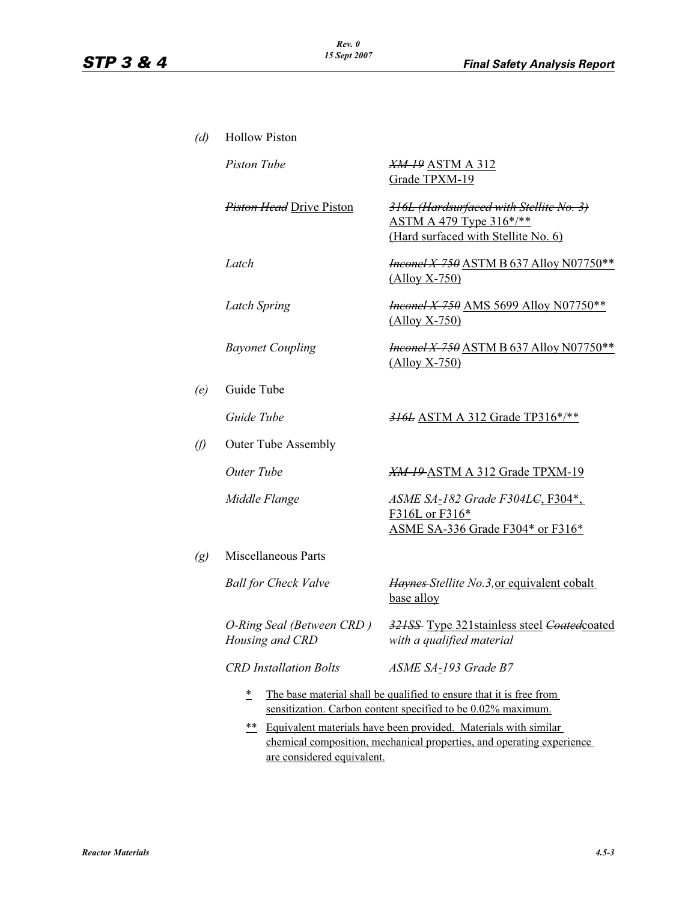*(d)* Hollow Piston

| | |
|---|---|
| *Piston Tube* | ~~*XM-19*~~ ASTM A 312 Grade TPXM-19 |
| ~~*Piston Head*~~ Drive Piston | ~~*316L (Hardsurfaced with Stellite No. 3)*~~ ASTM A 479 Type 316*/** (Hard surfaced with Stellite No. 6) |
| *Latch* | ~~*Inconel X-750*~~ ASTM B 637 Alloy N07750** (Alloy X-750) |
| *Latch Spring* | ~~*Inconel X-750*~~ AMS 5699 Alloy N07750** (Alloy X-750) |
| *Bayonet Coupling* | ~~*Inconel X-750*~~ ASTM B 637 Alloy N07750** (Alloy X-750) |

*(e)* Guide Tube

| | |
|---|---|
| *Guide Tube* | ~~*316L*~~ ASTM A 312 Grade TP316*/** |

*(f)* Outer Tube Assembly

| | |
|---|---|
| *Outer Tube* | ~~*XM-19*~~ ASTM A 312 Grade TPXM-19 |
| *Middle Flange* | *ASME SA-182 Grade F304L~~C~~*, F304*, F316L or F316* ASME SA-336 Grade F304* or F316* |

*(g)* Miscellaneous Parts

| | |
|---|---|
| *Ball for Check Valve* | ~~*Haynes*~~ *Stellite No.3,* or equivalent cobalt base alloy |
| *O-Ring Seal (Between CRD ) Housing and CRD* | ~~*321SS*~~ Type 321stainless steel ~~*Coated*~~coated *with a qualified material* |
| *CRD Installation Bolts* | *ASME SA-193 Grade B7* |

\* The base material shall be qualified to ensure that it is free from sensitization. Carbon content specified to be 0.02% maximum.

\** Equivalent materials have been provided. Materials with similar chemical composition, mechanical properties, and operating experience are considered equivalent.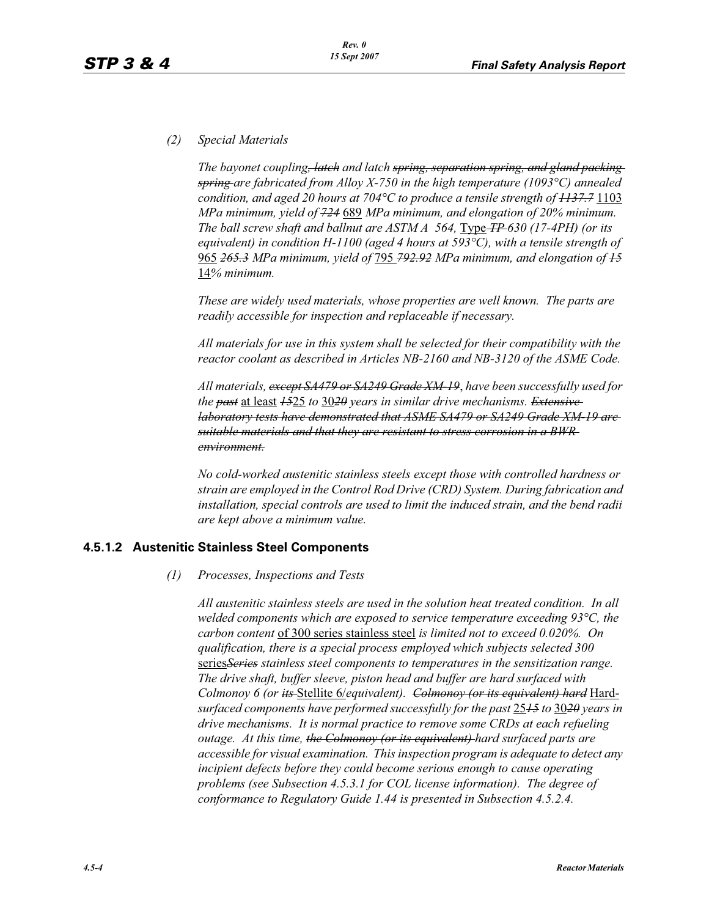*(2) Special Materials*

The bayonet coupling~~, latch~~ and latch ~~spring, separation spring, and gland packing spring~~ are fabricated from Alloy X-750 in the high temperature (1093°C) annealed condition, and aged 20 hours at 704°C to produce a tensile strength of ~~1137.7~~ <u>1103</u> MPa minimum, yield of ~~724~~ <u>689</u> MPa minimum, and elongation of 20% minimum. The ball screw shaft and ballnut are ASTM A 564, <u>Type</u> ~~TP~~ 630 (17-4PH) (or its equivalent) in condition H-1100 (aged 4 hours at 593°C), with a tensile strength of <u>965</u> ~~265.3~~ MPa minimum, yield of <u>795</u> ~~792.92~~ MPa minimum, and elongation of ~~15~~ <u>14</u>% minimum.

These are widely used materials, whose properties are well known. The parts are readily accessible for inspection and replaceable if necessary.

All materials for use in this system shall be selected for their compatibility with the reactor coolant as described in Articles NB-2160 and NB-3120 of the ASME Code.

All materials, ~~except SA479 or SA249 Grade XM-19~~, have been successfully used for the ~~past~~ <u>at least</u> ~~15~~<u>25</u> to <u>30</u>~~20~~ years in similar drive mechanisms. ~~Extensive laboratory tests have demonstrated that ASME SA479 or SA249 Grade XM-19 are suitable materials and that they are resistant to stress corrosion in a BWR environment.~~

No cold-worked austenitic stainless steels except those with controlled hardness or strain are employed in the Control Rod Drive (CRD) System. During fabrication and installation, special controls are used to limit the induced strain, and the bend radii are kept above a minimum value.

### 4.5.1.2 Austenitic Stainless Steel Components

*(1) Processes, Inspections and Tests*

All austenitic stainless steels are used in the solution heat treated condition. In all welded components which are exposed to service temperature exceeding 93°C, the carbon content <u>of 300 series stainless steel</u> is limited not to exceed 0.020%. On qualification, there is a special process employed which subjects selected 300 <u>series</u>~~Series~~ stainless steel components to temperatures in the sensitization range. The drive shaft, buffer sleeve, piston head and buffer are hard surfaced with Colmonoy 6 (or ~~its~~ <u>Stellite 6/</u>equivalent). ~~Colmonoy (or its equivalent) hard~~ <u>Hard</u>-surfaced components have performed successfully for the past <u>25</u>~~15~~ to <u>30</u>~~20~~ years in drive mechanisms. It is normal practice to remove some CRDs at each refueling outage. At this time, ~~the Colmonoy (or its equivalent)~~ hard surfaced parts are accessible for visual examination. This inspection program is adequate to detect any incipient defects before they could become serious enough to cause operating problems (see Subsection 4.5.3.1 for COL license information). The degree of conformance to Regulatory Guide 1.44 is presented in Subsection 4.5.2.4.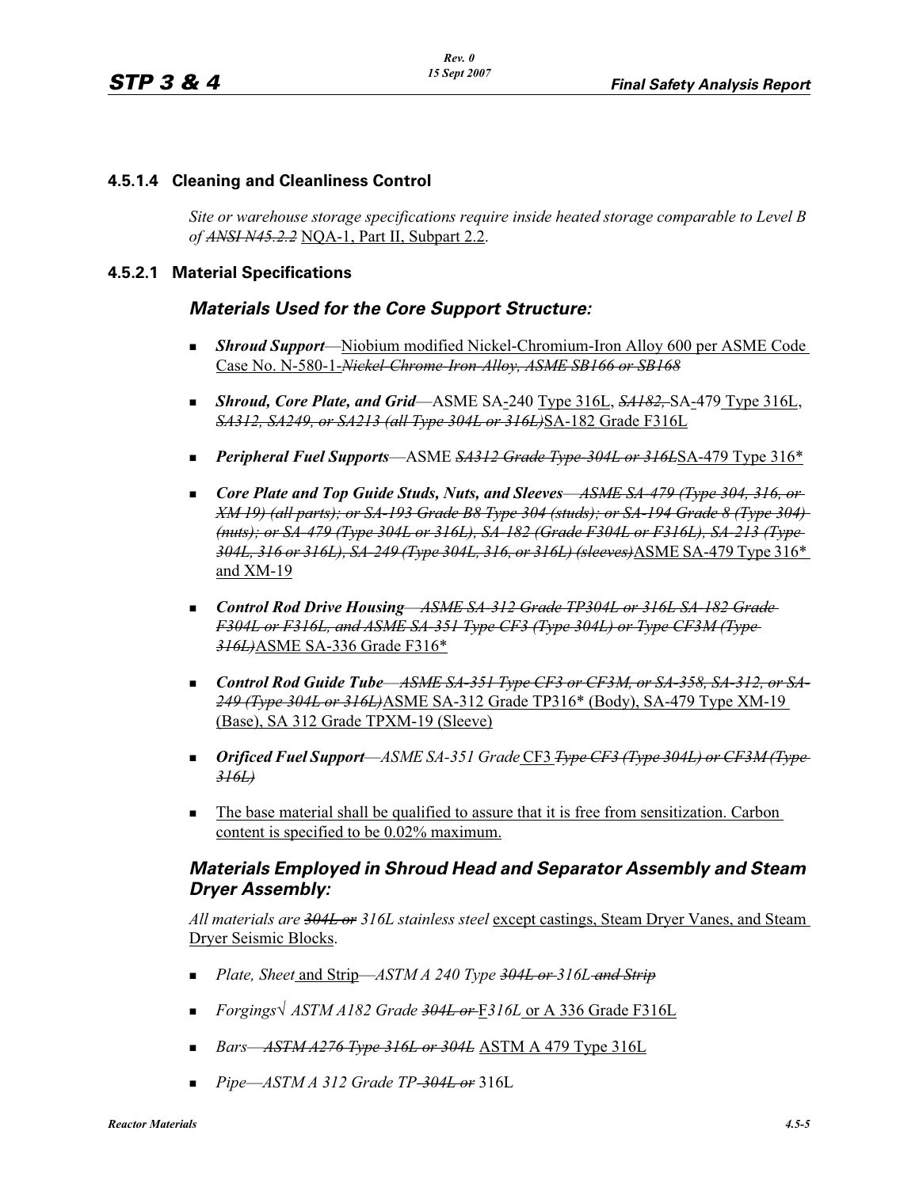### 4.5.1.4 Cleaning and Cleanliness Control

*Site or warehouse storage specifications require inside heated storage comparable to Level B of ~~ANSI N45.2.2~~* NQA-1, Part II, Subpart 2.2.

### 4.5.2.1 Material Specifications

#### *Materials Used for the Core Support Structure:*

- ***Shroud Support***—Niobium modified Nickel-Chromium-Iron Alloy 600 per ASME Code Case No. N-580-1-~~*Nickel-Chrome-Iron-Alloy, ASME SB166 or SB168*~~
- ***Shroud, Core Plate, and Grid***—ASME SA-240 Type 316L, ~~*SA182,*~~ SA-479 Type 316L, ~~*SA312, SA249, or SA213 (all Type 304L or 316L)*~~SA-182 Grade F316L
- ***Peripheral Fuel Supports***—ASME ~~*SA312 Grade Type 304L or 316L*~~SA-479 Type 316*
- ***Core Plate and Top Guide Studs, Nuts, and Sleeves***~~*—ASME SA-479 (Type 304, 316, or XM-19) (all parts); or SA-193 Grade B8 Type 304 (studs); or SA-194 Grade 8 (Type 304) (nuts); or SA-479 (Type 304L or 316L), SA-182 (Grade F304L or F316L), SA-213 (Type 304L, 316 or 316L), SA-249 (Type 304L, 316, or 316L) (sleeves)*~~ASME SA-479 Type 316* and XM-19
- ***Control Rod Drive Housing***~~*—ASME SA-312 Grade TP304L or 316L SA-182 Grade F304L or F316L, and ASME SA-351 Type CF3 (Type 304L) or Type CF3M (Type 316L)*~~ASME SA-336 Grade F316*
- ***Control Rod Guide Tube***~~*—ASME SA-351 Type CF3 or CF3M, or SA-358, SA-312, or SA-249 (Type 304L or 316L)*~~ASME SA-312 Grade TP316* (Body), SA-479 Type XM-19 (Base), SA 312 Grade TPXM-19 (Sleeve)
- ***Orificed Fuel Support***—*ASME SA-351 Grade* CF3 ~~*Type CF3 (Type 304L) or CF3M (Type 316L)*~~
- The base material shall be qualified to assure that it is free from sensitization. Carbon content is specified to be 0.02% maximum.

#### *Materials Employed in Shroud Head and Separator Assembly and Steam Dryer Assembly:*

*All materials are ~~304L or~~ 316L stainless steel* except castings, Steam Dryer Vanes, and Steam Dryer Seismic Blocks.

- *Plate, Sheet* and Strip—*ASTM A 240 Type ~~304L or~~ 316L ~~and Strip~~*
- *Forgings√ ASTM A182 Grade ~~304L or~~* F316L or A 336 Grade F316L
- *Bars*—~~*ASTM A276 Type 316L or 304L*~~ ASTM A 479 Type 316L
- *Pipe—ASTM A 312 Grade TP~~-304L or~~* 316L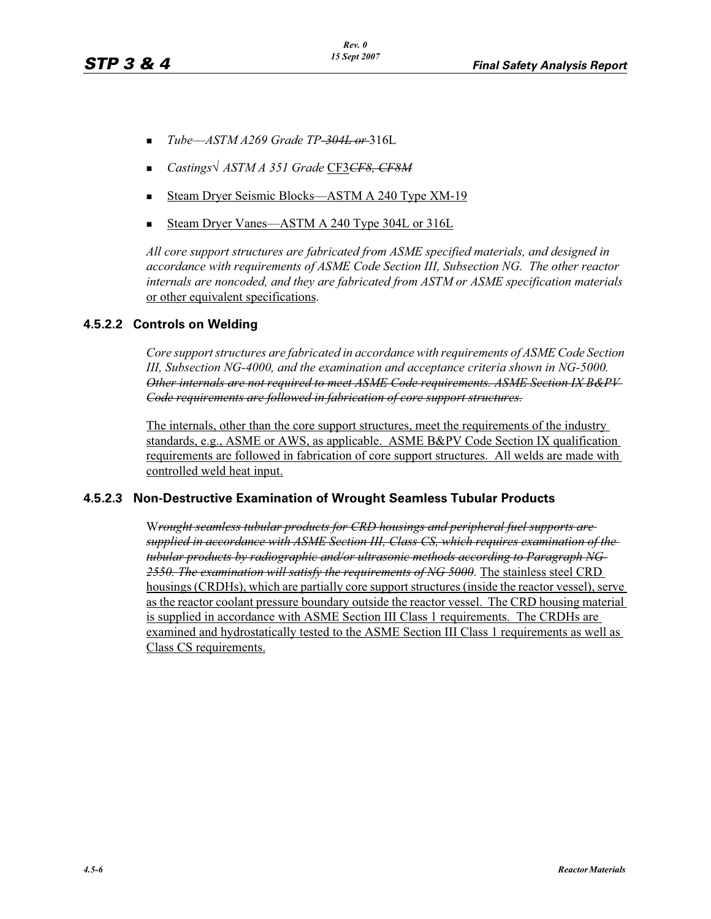- *Tube—ASTM A269 Grade TP* ~~*304L or*~~ 316L
- *Castings√ ASTM A 351 Grade* CF3~~*CF8, CF8M*~~
- Steam Dryer Seismic Blocks—ASTM A 240 Type XM-19
- Steam Dryer Vanes—ASTM A 240 Type 304L or 316L

*All core support structures are fabricated from ASME specified materials, and designed in accordance with requirements of ASME Code Section III, Subsection NG. The other reactor internals are noncoded, and they are fabricated from ASTM or ASME specification materials* or other equivalent specifications.

### 4.5.2.2 Controls on Welding

*Core support structures are fabricated in accordance with requirements of ASME Code Section III, Subsection NG-4000, and the examination and acceptance criteria shown in NG-5000.* ~~*Other internals are not required to meet ASME Code requirements. ASME Section IX B&PV Code requirements are followed in fabrication of core support structures.*~~

The internals, other than the core support structures, meet the requirements of the industry standards, e.g., ASME or AWS, as applicable. ASME B&PV Code Section IX qualification requirements are followed in fabrication of core support structures. All welds are made with controlled weld heat input.

### 4.5.2.3 Non-Destructive Examination of Wrought Seamless Tubular Products

W~~*rought seamless tubular products for CRD housings and peripheral fuel supports are supplied in accordance with ASME Section III, Class CS, which requires examination of the tubular products by radiographic and/or ultrasonic methods according to Paragraph NG-2550. The examination will satisfy the requirements of NG 5000*~~. The stainless steel CRD housings (CRDHs), which are partially core support structures (inside the reactor vessel), serve as the reactor coolant pressure boundary outside the reactor vessel. The CRD housing material is supplied in accordance with ASME Section III Class 1 requirements. The CRDHs are examined and hydrostatically tested to the ASME Section III Class 1 requirements as well as Class CS requirements.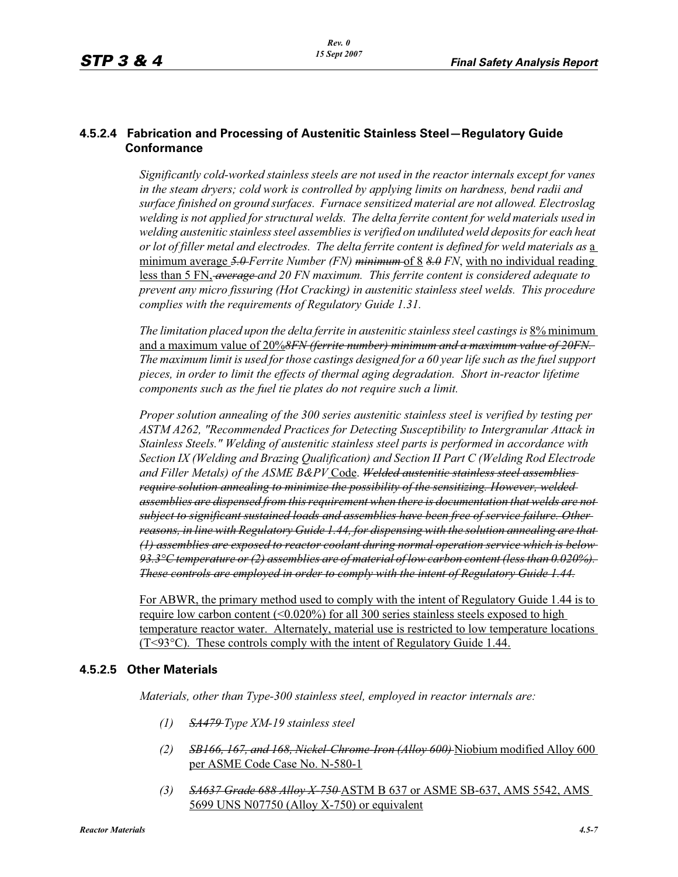### 4.5.2.4 Fabrication and Processing of Austenitic Stainless Steel—Regulatory Guide Conformance

*Significantly cold-worked stainless steels are not used in the reactor internals except for vanes in the steam dryers; cold work is controlled by applying limits on hardness, bend radii and surface finished on ground surfaces. Furnace sensitized material are not allowed. Electroslag welding is not applied for structural welds. The delta ferrite content for weld materials used in welding austenitic stainless steel assemblies is verified on undiluted weld deposits for each heat or lot of filler metal and electrodes. The delta ferrite content is defined for weld materials as* a minimum average *~~5.0~~ Ferrite Number (FN) ~~minimum~~* of 8 *~~8.0~~ FN*, with no individual reading less than 5 FN, *~~average~~ and 20 FN maximum. This ferrite content is considered adequate to prevent any micro fissuring (Hot Cracking) in austenitic stainless steel welds. This procedure complies with the requirements of Regulatory Guide 1.31.*

*The limitation placed upon the delta ferrite in austenitic stainless steel castings is* 8% minimum and a maximum value of 20%*~~8FN (ferrite number) minimum and a maximum value of 20FN.~~ The maximum limit is used for those castings designed for a 60 year life such as the fuel support pieces, in order to limit the effects of thermal aging degradation. Short in-reactor lifetime components such as the fuel tie plates do not require such a limit.*

*Proper solution annealing of the 300 series austenitic stainless steel is verified by testing per ASTM A262, "Recommended Practices for Detecting Susceptibility to Intergranular Attack in Stainless Steels." Welding of austenitic stainless steel parts is performed in accordance with Section IX (Welding and Brazing Qualification) and Section II Part C (Welding Rod Electrode and Filler Metals) of the ASME B&PV* Code. *~~Welded austenitic stainless steel assemblies require solution annealing to minimize the possibility of the sensitizing. However, welded assemblies are dispensed from this requirement when there is documentation that welds are not subject to significant sustained loads and assemblies have been free of service failure. Other reasons, in line with Regulatory Guide 1.44, for dispensing with the solution annealing are that (1) assemblies are exposed to reactor coolant during normal operation service which is below 93.3°C temperature or (2) assemblies are of material of low carbon content (less than 0.020%). These controls are employed in order to comply with the intent of Regulatory Guide 1.44.~~*

For ABWR, the primary method used to comply with the intent of Regulatory Guide 1.44 is to require low carbon content (<0.020%) for all 300 series stainless steels exposed to high temperature reactor water. Alternately, material use is restricted to low temperature locations (T<93°C). These controls comply with the intent of Regulatory Guide 1.44.

### 4.5.2.5 Other Materials

*Materials, other than Type-300 stainless steel, employed in reactor internals are:*

*(1) ~~SA479~~ Type XM-19 stainless steel*

*(2) ~~SB166, 167, and 168, Nickel-Chrome-Iron (Alloy 600)~~* Niobium modified Alloy 600 per ASME Code Case No. N-580-1

*(3) ~~SA637 Grade 688 Alloy X-750~~* ASTM B 637 or ASME SB-637, AMS 5542, AMS 5699 UNS N07750 (Alloy X-750) or equivalent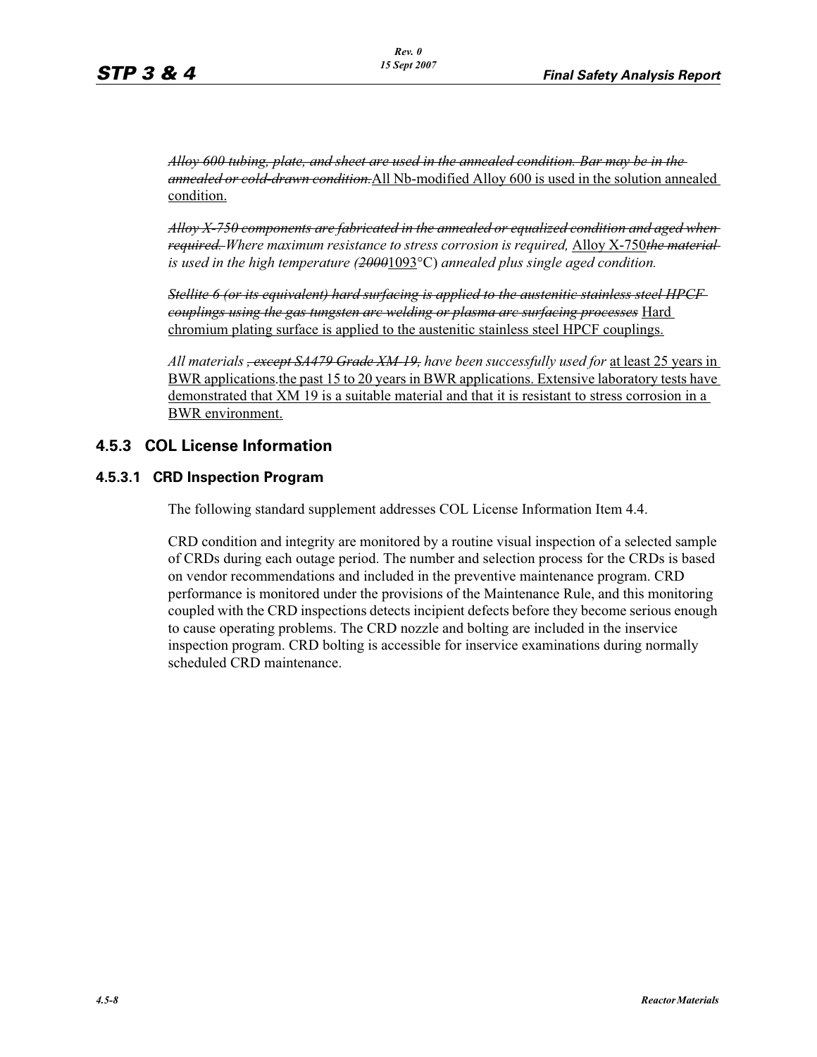~~*Alloy 600 tubing, plate, and sheet are used in the annealed condition. Bar may be in the annealed or cold-drawn condition.*~~<u>All Nb-modified Alloy 600 is used in the solution annealed condition.</u>

~~*Alloy X-750 components are fabricated in the annealed or equalized condition and aged when required.*~~ *Where maximum resistance to stress corrosion is required,* <u>Alloy X-750</u>~~*the material*~~ *is used in the high temperature (*~~*2000*~~<u>1093</u>°C) *annealed plus single aged condition.*

~~*Stellite 6 (or its equivalent) hard surfacing is applied to the austenitic stainless steel HPCF couplings using the gas tungsten arc welding or plasma arc surfacing processes*~~ <u>Hard chromium plating surface is applied to the austenitic stainless steel HPCF couplings.</u>

*All materials* ~~*, except SA479 Grade XM-19,*~~ *have been successfully used for* <u>at least 25 years in BWR applications.</u><u>the past 15 to 20 years in BWR applications. Extensive laboratory tests have demonstrated that XM 19 is a suitable material and that it is resistant to stress corrosion in a BWR environment.</u>

## 4.5.3 COL License Information

### 4.5.3.1 CRD Inspection Program

The following standard supplement addresses COL License Information Item 4.4.

CRD condition and integrity are monitored by a routine visual inspection of a selected sample of CRDs during each outage period. The number and selection process for the CRDs is based on vendor recommendations and included in the preventive maintenance program. CRD performance is monitored under the provisions of the Maintenance Rule, and this monitoring coupled with the CRD inspections detects incipient defects before they become serious enough to cause operating problems. The CRD nozzle and bolting are included in the inservice inspection program. CRD bolting is accessible for inservice examinations during normally scheduled CRD maintenance.